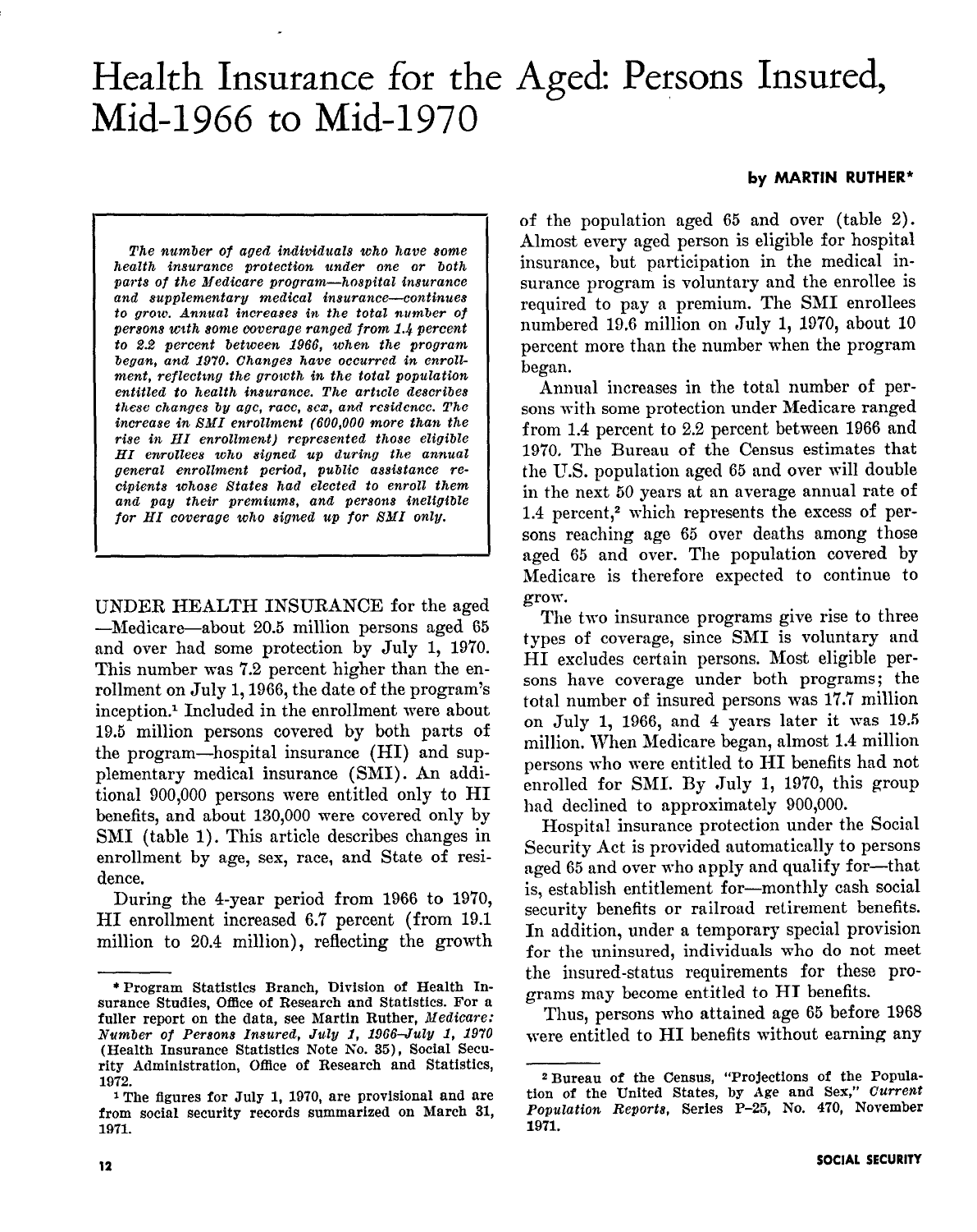# Health Insurance for the Aged: Persons Insured, Mid-1966 to Mid-1970

**by MARTIN RUTHER***

*The number of aged individuals who have some health insurance protection under one or both parts of the Medicare program—hospital insurance and supplementary medical insurance—continues to grow. Annual increases in the total number of persons with some coverage ranged from 1.4 percent to 2.2 percent between 1966, when the program began, and 1970. Changes have occurred in enrollment, reflecting the growth in the total population entitled to health insurance. The article describes these changes by age, race, sex, and residence. The increase in SMI enrollment (600,000 more than the rise in HI enrollment) represented those eligible HI enrollees who signed up during the annual general enrollment period, public assistance recipients whose States had elected to enroll them and pay their premiums, and persons ineligible for HI coverage who signed up for SMI only.*

UNDER HEALTH INSURANCE for the aged —Medicare—about 20.5 million persons aged 65 and over had some protection by July 1, 1970. This number was 7.2 percent higher than the enrollment on July 1, 1966, the date of the program's inception.[1] Included in the enrollment were about 19.5 million persons covered by both parts of the program—hospital insurance (HI) and supplementary medical insurance (SMI). An additional 900,000 persons were entitled only to HI benefits, and about 130,000 were covered only by SMI (table 1). This article describes changes in enrollment by age, sex, race, and State of residence.

During the 4-year period from 1966 to 1970, HI enrollment increased 6.7 percent (from 19.1 million to 20.4 million), reflecting the growth of the population aged 65 and over (table 2). Almost every aged person is eligible for hospital insurance, but participation in the medical insurance program is voluntary and the enrollee is required to pay a premium. The SMI enrollees numbered 19.6 million on July 1, 1970, about 10 percent more than the number when the program began.

Annual increases in the total number of persons with some protection under Medicare ranged from 1.4 percent to 2.2 percent between 1966 and 1970. The Bureau of the Census estimates that the U.S. population aged 65 and over will double in the next 50 years at an average annual rate of 1.4 percent,[2] which represents the excess of persons reaching age 65 over deaths among those aged 65 and over. The population covered by Medicare is therefore expected to continue to grow.

The two insurance programs give rise to three types of coverage, since SMI is voluntary and HI excludes certain persons. Most eligible persons have coverage under both programs; the total number of insured persons was 17.7 million on July 1, 1966, and 4 years later it was 19.5 million. When Medicare began, almost 1.4 million persons who were entitled to HI benefits had not enrolled for SMI. By July 1, 1970, this group had declined to approximately 900,000.

Hospital insurance protection under the Social Security Act is provided automatically to persons aged 65 and over who apply and qualify for—that is, establish entitlement for—monthly cash social security benefits or railroad retirement benefits. In addition, under a temporary special provision for the uninsured, individuals who do not meet the insured-status requirements for these programs may become entitled to HI benefits.

Thus, persons who attained age 65 before 1968 were entitled to HI benefits without earning any

---

\* Program Statistics Branch, Division of Health Insurance Studies, Office of Research and Statistics. For a fuller report on the data, see Martin Ruther, *Medicare: Number of Persons Insured, July 1, 1966–July 1, 1970* (Health Insurance Statistics Note No. 35), Social Security Administration, Office of Research and Statistics, 1972.

[1] The figures for July 1, 1970, are provisional and are from social security records summarized on March 31, 1971.

[2] Bureau of the Census, "Projections of the Population of the United States, by Age and Sex," *Current Population Reports*, Series P–25, No. 470, November 1971.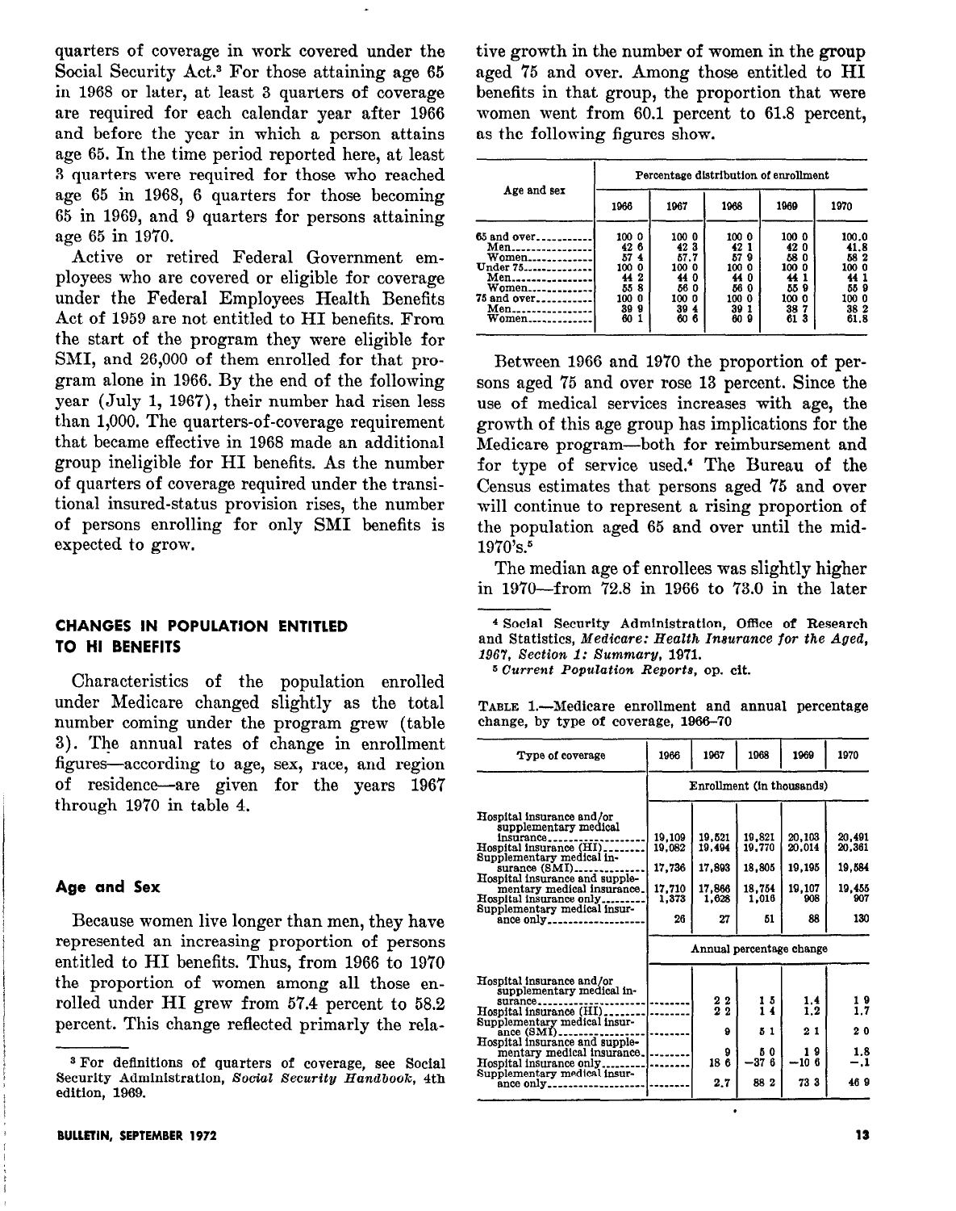quarters of coverage in work covered under the Social Security Act.[3] For those attaining age 65 in 1968 or later, at least 3 quarters of coverage are required for each calendar year after 1966 and before the year in which a person attains age 65. In the time period reported here, at least 3 quarters were required for those who reached age 65 in 1968, 6 quarters for those becoming 65 in 1969, and 9 quarters for persons attaining age 65 in 1970.

Active or retired Federal Government employees who are covered or eligible for coverage under the Federal Employees Health Benefits Act of 1959 are not entitled to HI benefits. From the start of the program they were eligible for SMI, and 26,000 of them enrolled for that program alone in 1966. By the end of the following year (July 1, 1967), their number had risen less than 1,000. The quarters-of-coverage requirement that became effective in 1968 made an additional group ineligible for HI benefits. As the number of quarters of coverage required under the transitional insured-status provision rises, the number of persons enrolling for only SMI benefits is expected to grow.

## CHANGES IN POPULATION ENTITLED TO HI BENEFITS

Characteristics of the population enrolled under Medicare changed slightly as the total number coming under the program grew (table 3). The annual rates of change in enrollment figures—according to age, sex, race, and region of residence—are given for the years 1967 through 1970 in table 4.

### Age and Sex

Because women live longer than men, they have represented an increasing proportion of persons entitled to HI benefits. Thus, from 1966 to 1970 the proportion of women among all those enrolled under HI grew from 57.4 percent to 58.2 percent. This change reflected primarily the relative growth in the number of women in the group aged 75 and over. Among those entitled to HI benefits in that group, the proportion that were women went from 60.1 percent to 61.8 percent, as the following figures show.

| Age and sex | Percentage distribution of enrollment | | | | |
|---|---|---|---|---|---|
| | 1966 | 1967 | 1968 | 1969 | 1970 |
| 65 and over | 100.0 | 100.0 | 100.0 | 100.0 | 100.0 |
| Men | 42.6 | 42.3 | 42.1 | 42.0 | 41.8 |
| Women | 57.4 | 57.7 | 57.9 | 58.0 | 58.2 |
| Under 75 | 100.0 | 100.0 | 100.0 | 100.0 | 100.0 |
| Men | 44.2 | 44.0 | 44.0 | 44.1 | 44.1 |
| Women | 55.8 | 56.0 | 56.0 | 55.9 | 55.9 |
| 75 and over | 100.0 | 100.0 | 100.0 | 100.0 | 100.0 |
| Men | 39.9 | 39.4 | 39.1 | 38.7 | 38.2 |
| Women | 60.1 | 60.6 | 60.9 | 61.3 | 61.8 |

Between 1966 and 1970 the proportion of persons aged 75 and over rose 13 percent. Since the use of medical services increases with age, the growth of this age group has implications for the Medicare program—both for reimbursement and for type of service used.[4] The Bureau of the Census estimates that persons aged 75 and over will continue to represent a rising proportion of the population aged 65 and over until the mid-1970's.[5]

The median age of enrollees was slightly higher in 1970—from 72.8 in 1966 to 73.0 in the later

TABLE 1.—Medicare enrollment and annual percentage change, by type of coverage, 1966–70

| Type of coverage | 1966 | 1967 | 1968 | 1969 | 1970 |
|---|---|---|---|---|---|
| | Enrollment (in thousands) | | | | |
| Hospital insurance and/or supplementary medical insurance | 19,109 | 19,521 | 19,821 | 20,103 | 20,491 |
| Hospital insurance (HI) | 19,082 | 19,494 | 19,770 | 20,014 | 20,361 |
| Supplementary medical insurance (SMI) | 17,736 | 17,893 | 18,805 | 19,195 | 19,584 |
| Hospital insurance and supplementary medical insurance | 17,710 | 17,866 | 18,754 | 19,107 | 19,455 |
| Hospital insurance only | 1,373 | 1,628 | 1,016 | 908 | 907 |
| Supplementary medical insurance only | 26 | 27 | 51 | 88 | 130 |
| | Annual percentage change | | | | |
| Hospital insurance and/or supplementary medical insurance | | 2.2 | 1.5 | 1.4 | 1.9 |
| Hospital insurance (HI) | | 2.2 | 1.4 | 1.2 | 1.7 |
| Supplementary medical insurance (SMI) | | .9 | 5.1 | 2.1 | 2.0 |
| Hospital insurance and supplementary medical insurance | | .9 | 5.0 | 1.9 | 1.8 |
| Hospital insurance only | | 18.6 | −37.6 | −10.6 | −.1 |
| Supplementary medical insurance only | | 2.7 | 88.2 | 73.3 | 46.9 |

[3] For definitions of quarters of coverage, see Social Security Administration, *Social Security Handbook*, 4th edition, 1969.

[4] Social Security Administration, Office of Research and Statistics, *Medicare: Health Insurance for the Aged, 1967, Section 1: Summary*, 1971.

[5] *Current Population Reports*, op. cit.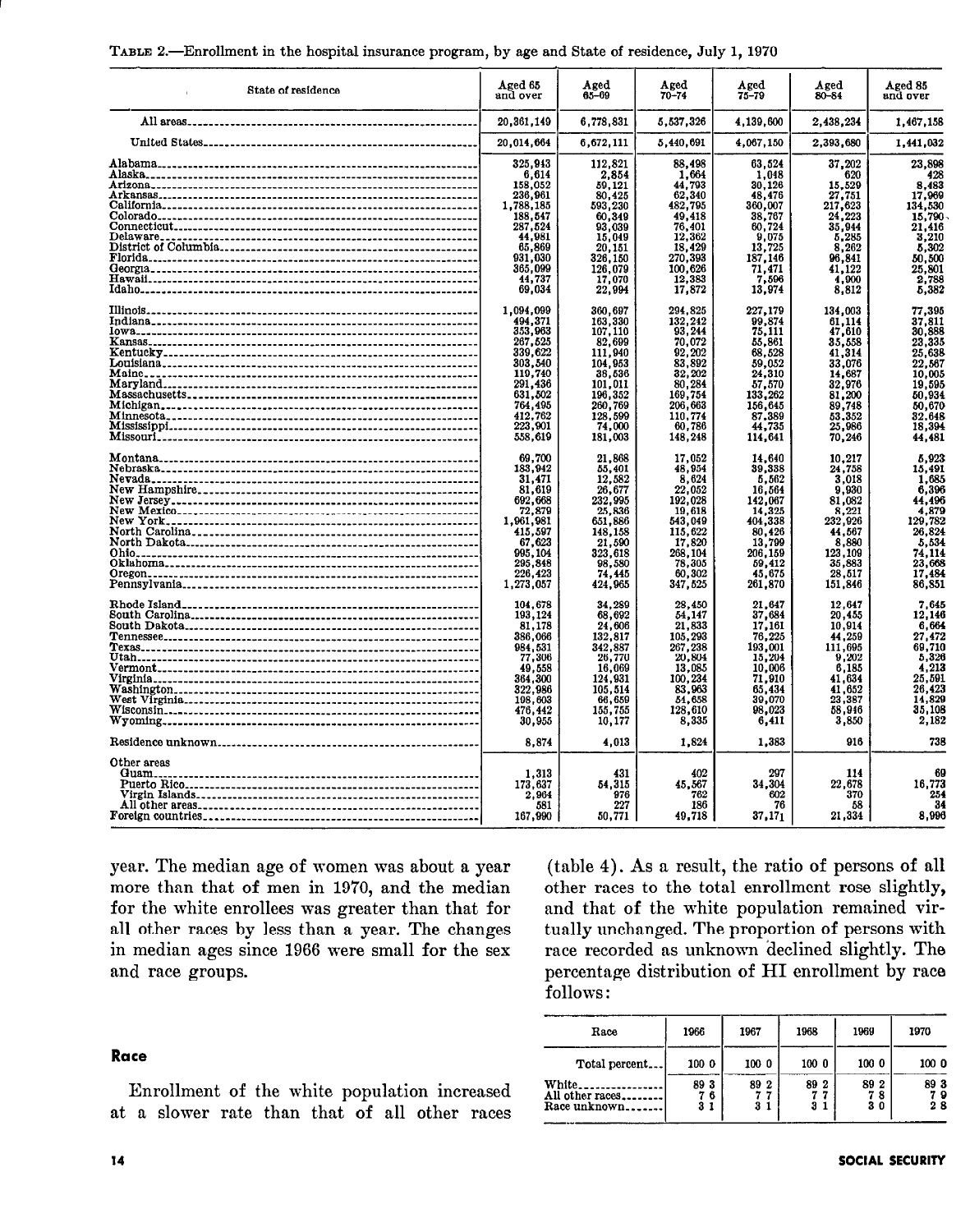TABLE 2.—Enrollment in the hospital insurance program, by age and State of residence, July 1, 1970

| State of residence | Aged 65 and over | Aged 65–69 | Aged 70–74 | Aged 75–79 | Aged 80–84 | Aged 85 and over |
|---|---|---|---|---|---|---|
| All areas | 20,361,149 | 6,778,831 | 5,537,326 | 4,139,600 | 2,438,234 | 1,467,158 |
| United States | 20,014,664 | 6,672,111 | 5,440,691 | 4,067,150 | 2,393,680 | 1,441,032 |
| Alabama | 325,943 | 112,821 | 88,498 | 63,524 | 37,202 | 23,898 |
| Alaska | 6,614 | 2,854 | 1,664 | 1,048 | 620 | 428 |
| Arizona | 158,052 | 59,121 | 44,793 | 30,126 | 15,529 | 8,483 |
| Arkansas | 236,961 | 80,425 | 62,340 | 48,476 | 27,751 | 17,969 |
| California | 1,788,185 | 593,230 | 482,795 | 360,007 | 217,623 | 134,530 |
| Colorado | 188,547 | 60,349 | 49,418 | 38,767 | 24,223 | 15,790 |
| Connecticut | 287,524 | 93,039 | 76,401 | 60,724 | 35,944 | 21,416 |
| Delaware | 44,981 | 15,049 | 12,362 | 9,075 | 5,285 | 3,210 |
| District of Columbia | 65,869 | 20,151 | 18,429 | 13,725 | 8,262 | 5,302 |
| Florida | 931,030 | 326,150 | 270,393 | 187,146 | 96,841 | 50,500 |
| Georgia | 365,099 | 126,079 | 100,626 | 71,471 | 41,122 | 25,801 |
| Hawaii | 44,737 | 17,070 | 12,383 | 7,596 | 4,900 | 2,788 |
| Idaho | 69,034 | 22,994 | 17,872 | 13,974 | 8,812 | 5,382 |
| Illinois | 1,094,099 | 360,697 | 294,825 | 227,179 | 134,003 | 77,395 |
| Indiana | 494,371 | 163,330 | 132,242 | 99,874 | 61,114 | 37,811 |
| Iowa | 353,963 | 107,110 | 93,244 | 75,111 | 47,610 | 30,888 |
| Kansas | 267,525 | 82,699 | 70,072 | 55,861 | 35,558 | 23,335 |
| Kentucky | 339,622 | 111,940 | 92,202 | 68,528 | 41,314 | 25,638 |
| Louisiana | 303,540 | 104,953 | 83,892 | 59,052 | 33,076 | 22,567 |
| Maine | 119,740 | 38,536 | 32,202 | 24,310 | 14,687 | 10,005 |
| Maryland | 291,436 | 101,011 | 80,284 | 57,570 | 32,976 | 19,595 |
| Massachusetts | 631,502 | 196,352 | 169,754 | 133,262 | 81,200 | 50,934 |
| Michigan | 764,495 | 260,769 | 206,663 | 156,645 | 89,748 | 50,670 |
| Minnesota | 412,762 | 128,599 | 110,774 | 87,389 | 53,352 | 32,648 |
| Mississippi | 223,901 | 74,000 | 60,786 | 44,735 | 25,986 | 18,394 |
| Missouri | 558,619 | 181,003 | 148,248 | 114,641 | 70,246 | 44,481 |
| Montana | 69,700 | 21,868 | 17,052 | 14,640 | 10,217 | 5,923 |
| Nebraska | 183,942 | 55,401 | 48,954 | 39,338 | 24,758 | 15,491 |
| Nevada | 31,471 | 12,582 | 8,624 | 5,562 | 3,018 | 1,685 |
| New Hampshire | 81,619 | 26,677 | 22,052 | 16,564 | 9,930 | 6,396 |
| New Jersey | 692,668 | 232,995 | 192,028 | 142,067 | 81,082 | 44,496 |
| New Mexico | 72,879 | 25,836 | 19,618 | 14,325 | 8,221 | 4,879 |
| New York | 1,961,981 | 651,886 | 543,049 | 404,338 | 232,926 | 129,782 |
| North Carolina | 415,597 | 148,158 | 115,622 | 80,426 | 44,567 | 26,824 |
| North Dakota | 67,623 | 21,590 | 17,820 | 13,799 | 8,880 | 5,534 |
| Ohio | 995,104 | 323,618 | 268,104 | 206,159 | 123,109 | 74,114 |
| Oklahoma | 295,848 | 98,580 | 78,305 | 59,412 | 35,883 | 23,668 |
| Oregon | 226,423 | 74,445 | 60,302 | 45,675 | 28,517 | 17,484 |
| Pennsylvania | 1,273,057 | 424,965 | 347,525 | 261,870 | 151,846 | 86,851 |
| Rhode Island | 104,678 | 34,289 | 28,450 | 21,647 | 12,647 | 7,645 |
| South Carolina | 193,124 | 68,692 | 54,147 | 37,684 | 20,455 | 12,146 |
| South Dakota | 81,178 | 24,606 | 21,833 | 17,161 | 10,914 | 6,664 |
| Tennessee | 386,066 | 132,817 | 105,293 | 76,225 | 44,259 | 27,472 |
| Texas | 984,531 | 342,887 | 267,238 | 193,001 | 111,695 | 69,710 |
| Utah | 77,306 | 26,770 | 20,804 | 15,204 | 9,202 | 5,326 |
| Vermont | 49,558 | 16,069 | 13,085 | 10,006 | 6,185 | 4,213 |
| Virginia | 364,300 | 124,931 | 100,234 | 71,910 | 41,634 | 25,591 |
| Washington | 322,986 | 105,514 | 83,963 | 65,434 | 41,652 | 26,423 |
| West Virginia | 198,603 | 66,659 | 54,658 | 39,070 | 23,387 | 14,829 |
| Wisconsin | 476,442 | 155,755 | 128,610 | 98,023 | 58,946 | 35,108 |
| Wyoming | 30,955 | 10,177 | 8,335 | 6,411 | 3,850 | 2,182 |
| Residence unknown | 8,874 | 4,013 | 1,824 | 1,383 | 916 | 738 |
| Other areas | | | | | | |
| Guam | 1,313 | 431 | 402 | 297 | 114 | 69 |
| Puerto Rico | 173,637 | 54,315 | 45,567 | 34,304 | 22,678 | 16,773 |
| Virgin Islands | 2,964 | 976 | 762 | 602 | 370 | 254 |
| All other areas | 581 | 227 | 186 | 76 | 58 | 34 |
| Foreign countries | 167,990 | 50,771 | 49,718 | 37,171 | 21,334 | 8,996 |

year. The median age of women was about a year more than that of men in 1970, and the median for the white enrollees was greater than that for all other races by less than a year. The changes in median ages since 1966 were small for the sex and race groups.

### Race

Enrollment of the white population increased at a slower rate than that of all other races (table 4). As a result, the ratio of persons of all other races to the total enrollment rose slightly, and that of the white population remained virtually unchanged. The proportion of persons with race recorded as unknown declined slightly. The percentage distribution of HI enrollment by race follows:

| Race | 1966 | 1967 | 1968 | 1969 | 1970 |
|---|---|---|---|---|---|
| Total percent | 100 0 | 100 0 | 100 0 | 100 0 | 100 0 |
| White | 89 3 | 89 2 | 89 2 | 89 2 | 89 3 |
| All other races | 7 6 | 7 7 | 7 7 | 7 8 | 7 9 |
| Race unknown | 3 1 | 3 1 | 3 1 | 3 0 | 2 8 |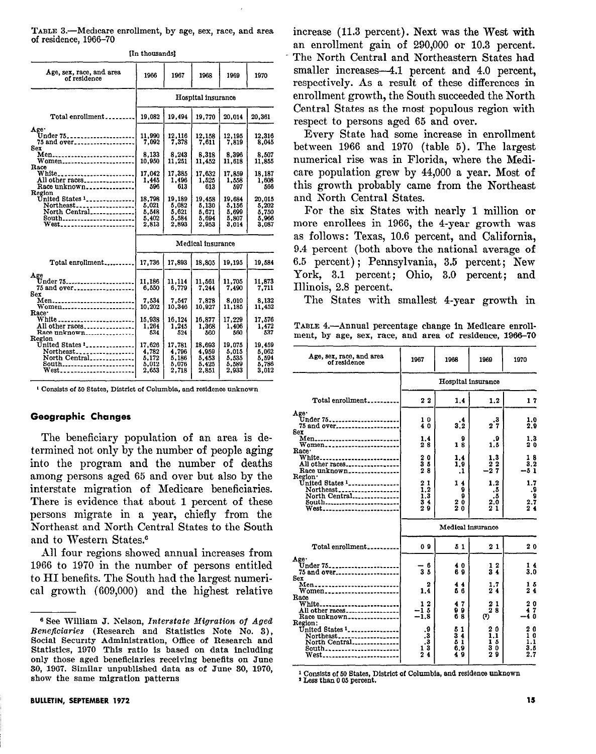TABLE 3.—Medicare enrollment, by age, sex, race, and area of residence, 1966–70

[In thousands]

| Age, sex, race, and area of residence | 1966 | 1967 | 1968 | 1969 | 1970 |
|---|---|---|---|---|---|
| | Hospital insurance | | | | |
| Total enrollment | 19,082 | 19,494 | 19,770 | 20,014 | 20,361 |
| Age: | | | | | |
| Under 75 | 11,990 | 12,116 | 12,158 | 12,195 | 12,316 |
| 75 and over | 7,092 | 7,378 | 7,611 | 7,819 | 8,045 |
| Sex | | | | | |
| Men | 8,133 | 8,243 | 8,318 | 8,396 | 8,507 |
| Women | 10,950 | 11,251 | 11,452 | 11,618 | 11,855 |
| Race | | | | | |
| White | 17,042 | 17,385 | 17,632 | 17,859 | 18,187 |
| All other races | 1,445 | 1,496 | 1,525 | 1,558 | 1,608 |
| Race unknown | 596 | 613 | 613 | 597 | 566 |
| Region | | | | | |
| United States [1] | 18,798 | 19,189 | 19,458 | 19,684 | 20,015 |
| Northeast | 5,021 | 5,082 | 5,130 | 5,156 | 5,202 |
| North Central | 5,548 | 5,621 | 5,671 | 5,699 | 5,750 |
| South | 5,402 | 5,584 | 5,694 | 5,807 | 5,966 |
| West | 2,813 | 2,893 | 2,953 | 3,014 | 3,087 |
| | Medical insurance | | | | |
| Total enrollment | 17,736 | 17,893 | 18,805 | 19,195 | 19,584 |
| Age | | | | | |
| Under 75 | 11,186 | 11,114 | 11,561 | 11,705 | 11,873 |
| 75 and over | 6,550 | 6,779 | 7,244 | 7,490 | 7,711 |
| Sex | | | | | |
| Men | 7,534 | 7,547 | 7,878 | 8,010 | 8,132 |
| Women | 10,202 | 10,346 | 10,927 | 11,185 | 11,452 |
| Race: | | | | | |
| White | 15,938 | 16,124 | 16,877 | 17,229 | 17,576 |
| All other races | 1,264 | 1,245 | 1,368 | 1,406 | 1,472 |
| Race unknown | 534 | 524 | 560 | 560 | 537 |
| Region | | | | | |
| United States [1] | 17,626 | 17,781 | 18,693 | 19,075 | 19,459 |
| Northeast | 4,782 | 4,796 | 4,959 | 5,015 | 5,062 |
| North Central | 5,172 | 5,186 | 5,453 | 5,535 | 5,594 |
| South | 5,012 | 5,076 | 5,425 | 5,589 | 5,786 |
| West | 2,653 | 2,718 | 2,851 | 2,933 | 3,012 |

[1] Consists of 50 States, District of Columbia, and residence unknown

## Geographic Changes

The beneficiary population of an area is determined not only by the number of people aging into the program and the number of deaths among persons aged 65 and over but also by the interstate migration of Medicare beneficiaries. There is evidence that about 1 percent of these persons migrate in a year, chiefly from the Northeast and North Central States to the South and to Western States.[6]

All four regions showed annual increases from 1966 to 1970 in the number of persons entitled to HI benefits. The South had the largest numerical growth (609,000) and the highest relative increase (11.3 percent). Next was the West with an enrollment gain of 290,000 or 10.3 percent. The North Central and Northeastern States had smaller increases—4.1 percent and 4.0 percent, respectively. As a result of these differences in enrollment growth, the South succeeded the North Central States as the most populous region with respect to persons aged 65 and over.

Every State had some increase in enrollment between 1966 and 1970 (table 5). The largest numerical rise was in Florida, where the Medicare population grew by 44,000 a year. Most of this growth probably came from the Northeast and North Central States.

For the six States with nearly 1 million or more enrollees in 1966, the 4-year growth was as follows: Texas, 10.6 percent, and California, 9.4 percent (both above the national average of 6.5 percent); Pennsylvania, 3.5 percent; New York, 3.1 percent; Ohio, 3.0 percent; and Illinois, 2.8 percent.

The States with smallest 4-year growth in

TABLE 4.—Annual percentage change in Medicare enrollment, by age, sex, race, and area of residence, 1966–70

| Age, sex, race, and area of residence | 1967 | 1968 | 1969 | 1970 |
|---|---|---|---|---|
| | Hospital insurance | | | |
| Total enrollment | 2.2 | 1.4 | 1.2 | 1.7 |
| Age: | | | | |
| Under 75 | 1.0 | .4 | .3 | 1.0 |
| 75 and over | 4.0 | 3.2 | 2.7 | 2.9 |
| Sex | | | | |
| Men | 1.4 | .9 | .9 | 1.3 |
| Women | 2.8 | 1.8 | 1.5 | 2.0 |
| Race: | | | | |
| White | 2.0 | 1.4 | 1.3 | 1.8 |
| All other races | 3.5 | 1.9 | 2.2 | 3.2 |
| Race unknown | 2.8 | .1 | −2.7 | −5.1 |
| Region: | | | | |
| United States [1] | 2.1 | 1.4 | 1.2 | 1.7 |
| Northeast | 1.2 | .9 | .5 | .9 |
| North Central | 1.3 | .9 | .5 | .9 |
| South | 3.4 | 2.0 | 2.0 | 2.7 |
| West | 2.9 | 2.0 | 2.1 | 2.4 |
| | Medical insurance | | | |
| Total enrollment | 0.9 | 5.1 | 2.1 | 2.0 |
| Age: | | | | |
| Under 75 | −.6 | 4.0 | 1.2 | 1.4 |
| 75 and over | 3.5 | 6.9 | 3.4 | 3.0 |
| Sex | | | | |
| Men | .2 | 4.4 | 1.7 | 1.5 |
| Women | 1.4 | 5.6 | 2.4 | 2.4 |
| Race | | | | |
| White | 1.2 | 4.7 | 2.1 | 2.0 |
| All other races | −1.5 | 9.9 | 2.8 | 4.7 |
| Race unknown | −1.8 | 6.8 | (2) | −4.0 |
| Region: | | | | |
| United States [1] | .9 | 5.1 | 2.0 | 2.0 |
| Northeast | .3 | 3.4 | 1.1 | 1.0 |
| North Central | .3 | 5.1 | 1.5 | 1.1 |
| South | 1.3 | 6.9 | 3.0 | 3.5 |
| West | 2.4 | 4.9 | 2.9 | 2.7 |

[1] Consists of 50 States, District of Columbia, and residence unknown
[2] Less than 0.05 percent.

[6] See William J. Nelson, *Interstate Migration of Aged Beneficiaries* (Research and Statistics Note No. 3), Social Security Administration, Office of Research and Statistics, 1970 This ratio is based on data including only those aged beneficiaries receiving benefits on June 30, 1967. Similar unpublished data as of June 30, 1970, show the same migration patterns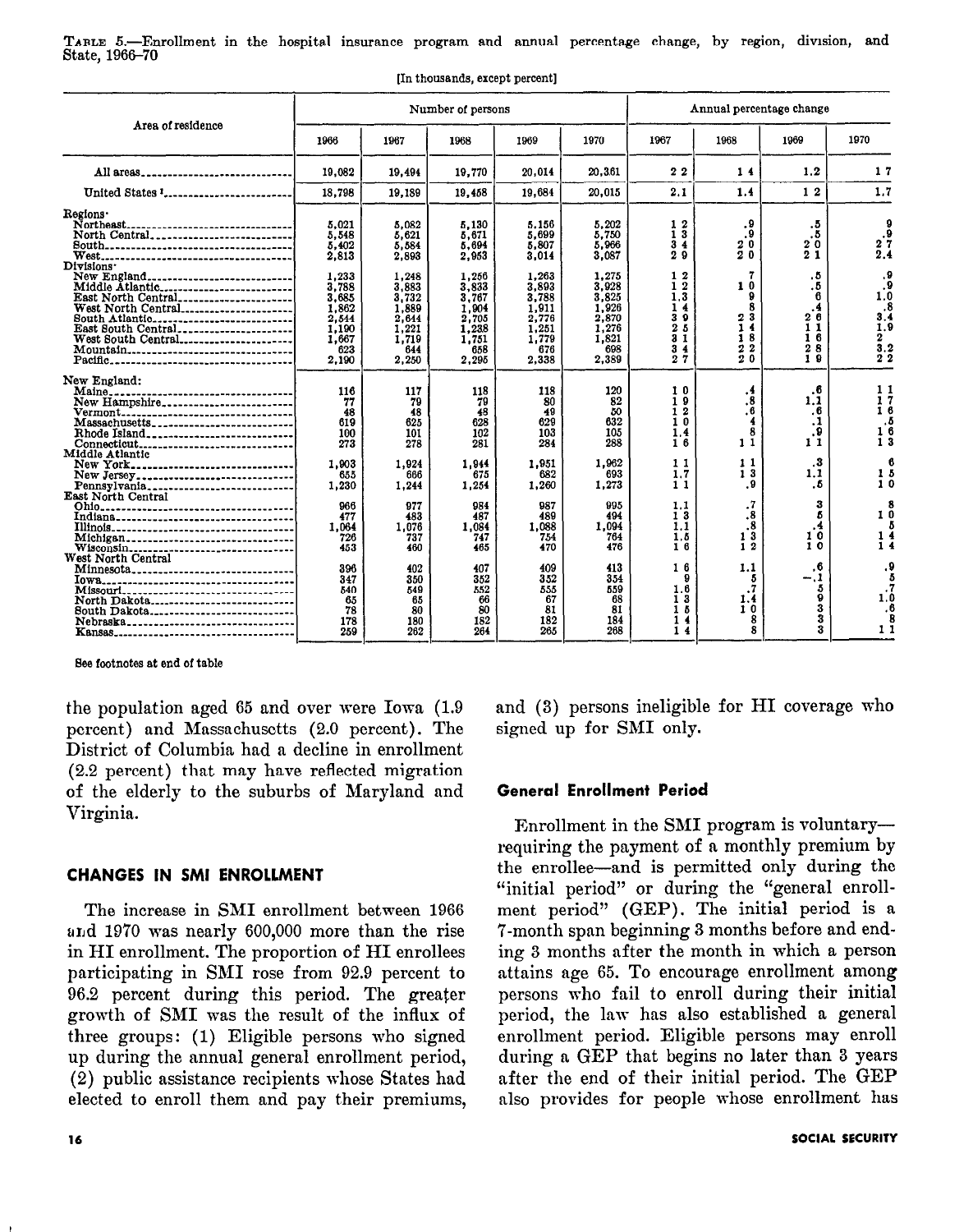TABLE 5.—Enrollment in the hospital insurance program and annual percentage change, by region, division, and State, 1966–70

[In thousands, except percent]

| Area of residence | Number of persons | | | | | Annual percentage change | | | |
|---|---|---|---|---|---|---|---|---|---|
| | 1966 | 1967 | 1968 | 1969 | 1970 | 1967 | 1968 | 1969 | 1970 |
| All areas | 19,082 | 19,494 | 19,770 | 20,014 | 20,361 | 2.2 | 1.4 | 1.2 | 1.7 |
| United States [1] | 18,798 | 19,189 | 19,458 | 19,684 | 20,015 | 2.1 | 1.4 | 1.2 | 1.7 |
| Regions: | | | | | | | | | |
| Northeast | 5,021 | 5,082 | 5,130 | 5,156 | 5,202 | 1.2 | .9 | .5 | .9 |
| North Central | 5,548 | 5,621 | 5,671 | 5,699 | 5,750 | 1.3 | .9 | .5 | .9 |
| South | 5,402 | 5,584 | 5,694 | 5,807 | 5,966 | 3.4 | 2.0 | 2.0 | 2.7 |
| West | 2,813 | 2,893 | 2,953 | 3,014 | 3,087 | 2.9 | 2.0 | 2.1 | 2.4 |
| Divisions: | | | | | | | | | |
| New England | 1,233 | 1,248 | 1,256 | 1,263 | 1,275 | 1.2 | .7 | .5 | .9 |
| Middle Atlantic | 3,788 | 3,833 | 3,833 | 3,893 | 3,928 | 1.2 | 1.0 | .5 | .9 |
| East North Central | 3,685 | 3,732 | 3,767 | 3,788 | 3,825 | 1.3 | .9 | .6 | 1.0 |
| West North Central | 1,862 | 1,889 | 1,904 | 1,911 | 1,926 | 1.4 | .8 | .4 | .8 |
| South Atlantic | 2,544 | 2,644 | 2,705 | 2,776 | 2,870 | 3.9 | 2.3 | 2.6 | 3.4 |
| East South Central | 1,190 | 1,221 | 1,238 | 1,251 | 1,276 | 2.5 | 1.4 | 1.1 | 1.9 |
| West South Central | 1,667 | 1,719 | 1,751 | 1,779 | 1,821 | 3.1 | 1.8 | 1.6 | 2.3 |
| Mountain | 623 | 644 | 658 | 676 | 698 | 3.4 | 2.2 | 2.8 | 3.2 |
| Pacific | 2,190 | 2,250 | 2,295 | 2,338 | 2,389 | 2.7 | 2.0 | 1.9 | 2.2 |
| New England: | | | | | | | | | |
| Maine | 116 | 117 | 118 | 118 | 120 | 1.0 | .4 | .6 | 1.1 |
| New Hampshire | 77 | 79 | 79 | 80 | 82 | 1.9 | .8 | 1.1 | 1.7 |
| Vermont | 48 | 48 | 48 | 49 | 50 | 1.2 | .6 | .6 | 1.6 |
| Massachusetts | 619 | 625 | 628 | 629 | 632 | 1.0 | .4 | .1 | .5 |
| Rhode Island | 100 | 101 | 102 | 103 | 105 | 1.4 | .8 | .9 | 1.6 |
| Connecticut | 273 | 278 | 281 | 284 | 288 | 1.6 | 1.1 | 1.1 | 1.3 |
| Middle Atlantic | | | | | | | | | |
| New York | 1,903 | 1,924 | 1,944 | 1,951 | 1,962 | 1.1 | 1.1 | .3 | .6 |
| New Jersey | 655 | 666 | 675 | 682 | 693 | 1.7 | 1.3 | 1.1 | 1.5 |
| Pennsylvania | 1,230 | 1,244 | 1,254 | 1,260 | 1,273 | 1.1 | .9 | .5 | 1.0 |
| East North Central | | | | | | | | | |
| Ohio | 966 | 977 | 984 | 987 | 995 | 1.1 | .7 | .3 | .8 |
| Indiana | 477 | 483 | 487 | 489 | 494 | 1.3 | .8 | .5 | 1.0 |
| Illinois | 1,064 | 1,076 | 1,084 | 1,088 | 1,094 | 1.1 | .8 | .4 | .5 |
| Michigan | 726 | 737 | 747 | 754 | 764 | 1.5 | 1.3 | 1.0 | 1.4 |
| Wisconsin | 453 | 460 | 465 | 470 | 476 | 1.6 | 1.2 | 1.0 | 1.4 |
| West North Central | | | | | | | | | |
| Minnesota | 396 | 402 | 407 | 409 | 413 | 1.6 | 1.1 | .6 | .9 |
| Iowa | 347 | 350 | 352 | 352 | 354 | .9 | .5 | -.1 | .5 |
| Missouri | 540 | 549 | 552 | 555 | 559 | 1.6 | .7 | .5 | .7 |
| North Dakota | 65 | 65 | 66 | 67 | 68 | 1.3 | 1.4 | .9 | 1.0 |
| South Dakota | 78 | 80 | 80 | 81 | 81 | 1.5 | 1.0 | .3 | .6 |
| Nebraska | 178 | 180 | 182 | 182 | 184 | 1.4 | .8 | .3 | .8 |
| Kansas | 259 | 262 | 264 | 265 | 268 | 1.4 | .8 | .3 | 1.1 |

See footnotes at end of table

the population aged 65 and over were Iowa (1.9 percent) and Massachusetts (2.0 percent). The District of Columbia had a decline in enrollment (2.2 percent) that may have reflected migration of the elderly to the suburbs of Maryland and Virginia.

## CHANGES IN SMI ENROLLMENT

The increase in SMI enrollment between 1966 and 1970 was nearly 600,000 more than the rise in HI enrollment. The proportion of HI enrollees participating in SMI rose from 92.9 percent to 96.2 percent during this period. The greater growth of SMI was the result of the influx of three groups: (1) Eligible persons who signed up during the annual general enrollment period, (2) public assistance recipients whose States had elected to enroll them and pay their premiums, and (3) persons ineligible for HI coverage who signed up for SMI only.

### General Enrollment Period

Enrollment in the SMI program is voluntary—requiring the payment of a monthly premium by the enrollee—and is permitted only during the "initial period" or during the "general enrollment period" (GEP). The initial period is a 7-month span beginning 3 months before and ending 3 months after the month in which a person attains age 65. To encourage enrollment among persons who fail to enroll during their initial period, the law has also established a general enrollment period. Eligible persons may enroll during a GEP that begins no later than 3 years after the end of their initial period. The GEP also provides for people whose enrollment has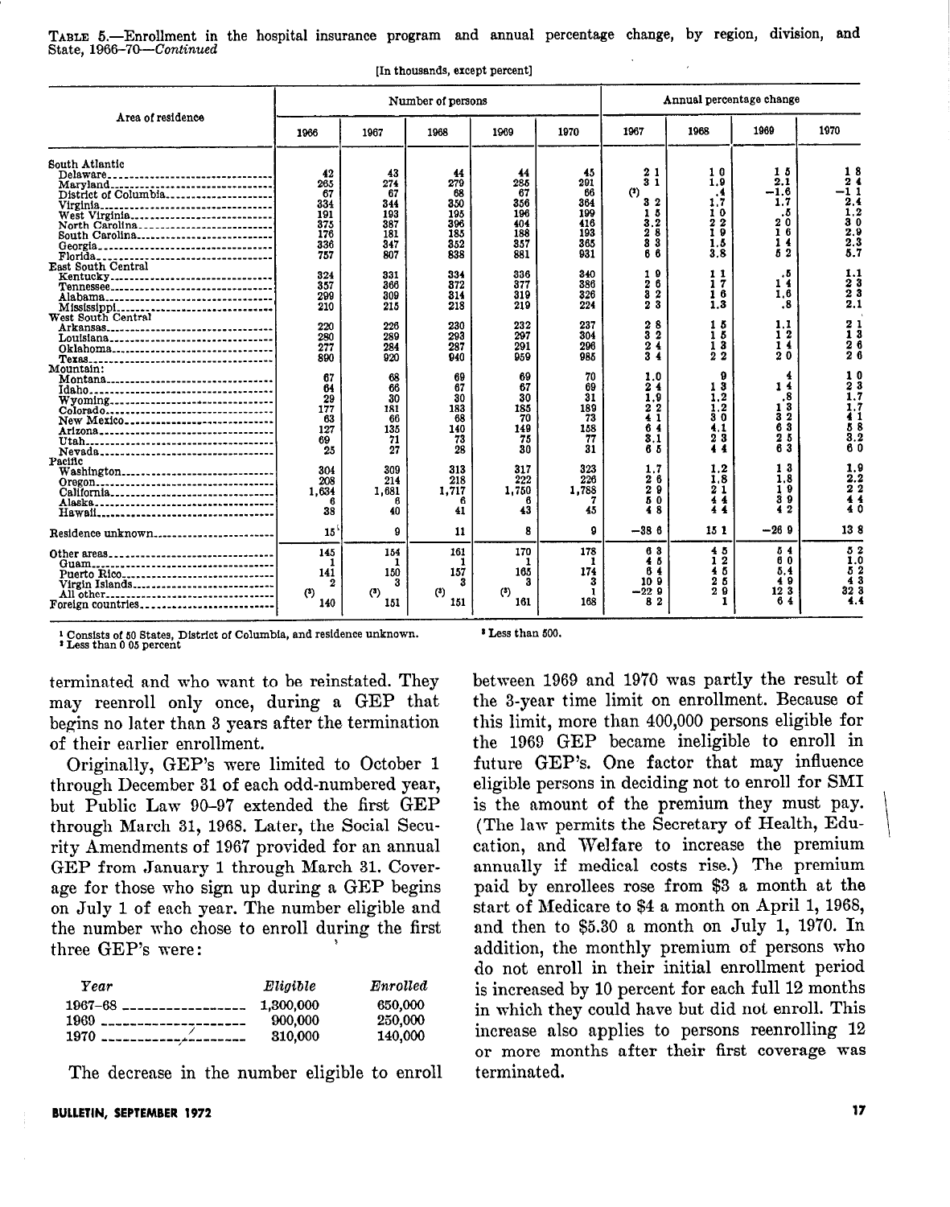TABLE 5.—Enrollment in the hospital insurance program and annual percentage change, by region, division, and State, 1966–70—*Continued*

[In thousands, except percent]

| Area of residence | Number of persons | | | | | Annual percentage change | | | |
|---|---|---|---|---|---|---|---|---|---|
| | 1966 | 1967 | 1968 | 1969 | 1970 | 1967 | 1968 | 1969 | 1970 |
| South Atlantic | | | | | | | | | |
| Delaware | 42 | 43 | 44 | 44 | 45 | 2.1 | 1.0 | 1.5 | 1.8 |
| Maryland | 265 | 274 | 279 | 285 | 291 | 3.1 | 1.9 | 2.1 | 2.4 |
| District of Columbia | 67 | 67 | 68 | 67 | 66 | (2) | .4 | −1.6 | −1.1 |
| Virginia | 334 | 344 | 350 | 356 | 364 | 3.2 | 1.7 | 1.7 | 2.4 |
| West Virginia | 191 | 193 | 195 | 196 | 199 | 1.5 | 1.0 | .5 | 1.2 |
| North Carolina | 375 | 387 | 396 | 404 | 416 | 3.2 | 2.2 | 2.0 | 3.0 |
| South Carolina | 176 | 181 | 185 | 188 | 193 | 2.8 | 1.9 | 1.6 | 2.9 |
| Georgia | 336 | 347 | 352 | 357 | 365 | 3.3 | 1.5 | 1.4 | 2.3 |
| Florida | 757 | 807 | 838 | 881 | 931 | 6.6 | 3.8 | 5.2 | 5.7 |
| East South Central | | | | | | | | | |
| Kentucky | 324 | 331 | 334 | 336 | 340 | 1.9 | 1.1 | .5 | 1.1 |
| Tennessee | 357 | 366 | 372 | 377 | 386 | 2.6 | 1.7 | 1.4 | 2.3 |
| Alabama | 299 | 309 | 314 | 319 | 326 | 3.2 | 1.6 | 1.6 | 2.3 |
| Mississippi | 210 | 215 | 218 | 219 | 224 | 2.3 | 1.3 | .8 | 2.1 |
| West South Central | | | | | | | | | |
| Arkansas | 220 | 226 | 230 | 232 | 237 | 2.8 | 1.5 | 1.1 | 2.1 |
| Louisiana | 280 | 289 | 293 | 297 | 304 | 3.2 | 1.5 | 1.2 | 1.3 |
| Oklahoma | 277 | 284 | 287 | 291 | 296 | 2.4 | 1.3 | 1.4 | 2.6 |
| Texas | 890 | 920 | 940 | 959 | 985 | 3.4 | 2.2 | 2.0 | 2.6 |
| Mountain: | | | | | | | | | |
| Montana | 67 | 68 | 69 | 69 | 70 | 1.0 | .9 | .4 | 1.0 |
| Idaho | 64 | 66 | 67 | 67 | 69 | 2.4 | 1.3 | 1.4 | 2.3 |
| Wyoming | 29 | 30 | 30 | 30 | 31 | 1.9 | 1.2 | .8 | 1.7 |
| Colorado | 177 | 181 | 183 | 185 | 189 | 2.2 | 1.2 | 1.3 | 1.7 |
| New Mexico | 63 | 66 | 68 | 70 | 73 | 4.1 | 3.0 | 3.2 | 4.1 |
| Arizona | 127 | 135 | 140 | 149 | 158 | 6.4 | 4.1 | 6.3 | 5.8 |
| Utah | 69 | 71 | 73 | 75 | 77 | 3.1 | 2.3 | 2.5 | 3.2 |
| Nevada | 25 | 27 | 28 | 30 | 31 | 6.5 | 4.4 | 6.3 | 6.0 |
| Pacific | | | | | | | | | |
| Washington | 304 | 309 | 313 | 317 | 323 | 1.7 | 1.2 | 1.3 | 1.9 |
| Oregon | 208 | 214 | 218 | 222 | 226 | 2.6 | 1.8 | 1.8 | 2.2 |
| California | 1,634 | 1,681 | 1,717 | 1,750 | 1,788 | 2.9 | 2.1 | 1.9 | 2.2 |
| Alaska | 6 | 6 | 6 | 6 | 7 | 5.0 | 4.4 | 3.9 | 4.4 |
| Hawaii | 38 | 40 | 41 | 43 | 45 | 4.8 | 4.4 | 4.2 | 4.0 |
| Residence unknown | 15 | 9 | 11 | 8 | 9 | −38.6 | 15.1 | −26.9 | 13.8 |
| Other areas | 145 | 154 | 161 | 170 | 178 | 6.3 | 4.5 | 5.4 | 5.2 |
| Guam | 1 | 1 | 1 | 1 | 1 | 4.5 | 1.2 | 6.0 | 1.0 |
| Puerto Rico | 141 | 150 | 157 | 165 | 174 | 6.4 | 4.5 | 5.4 | 5.2 |
| Virgin Islands | 2 | 3 | 3 | 3 | 3 | 10.9 | 2.5 | 4.9 | 4.3 |
| All other | (3) | (3) | (3) | (3) | 1 | −22.9 | 2.9 | 12.3 | 32.3 |
| Foreign countries | 140 | 151 | 151 | 161 | 168 | 8.2 | .1 | 6.4 | 4.4 |

[1] Consists of 50 States, District of Columbia, and residence unknown.
[2] Less than 0.05 percent
[3] Less than 500.

terminated and who want to be reinstated. They may reenroll only once, during a GEP that begins no later than 3 years after the termination of their earlier enrollment.

Originally, GEP's were limited to October 1 through December 31 of each odd-numbered year, but Public Law 90–97 extended the first GEP through March 31, 1968. Later, the Social Security Amendments of 1967 provided for an annual GEP from January 1 through March 31. Coverage for those who sign up during a GEP begins on July 1 of each year. The number eligible and the number who chose to enroll during the first three GEP's were:

| *Year* | *Eligible* | *Enrolled* |
|---|---|---|
| 1967–68 | 1,300,000 | 650,000 |
| 1969 | 900,000 | 250,000 |
| 1970 | 310,000 | 140,000 |

The decrease in the number eligible to enroll between 1969 and 1970 was partly the result of the 3-year time limit on enrollment. Because of this limit, more than 400,000 persons eligible for the 1969 GEP became ineligible to enroll in future GEP's. One factor that may influence eligible persons in deciding not to enroll for SMI is the amount of the premium they must pay. (The law permits the Secretary of Health, Education, and Welfare to increase the premium annually if medical costs rise.) The premium paid by enrollees rose from $3 a month at the start of Medicare to $4 a month on April 1, 1968, and then to $5.30 a month on July 1, 1970. In addition, the monthly premium of persons who do not enroll in their initial enrollment period is increased by 10 percent for each full 12 months in which they could have but did not enroll. This increase also applies to persons reenrolling 12 or more months after their first coverage was terminated.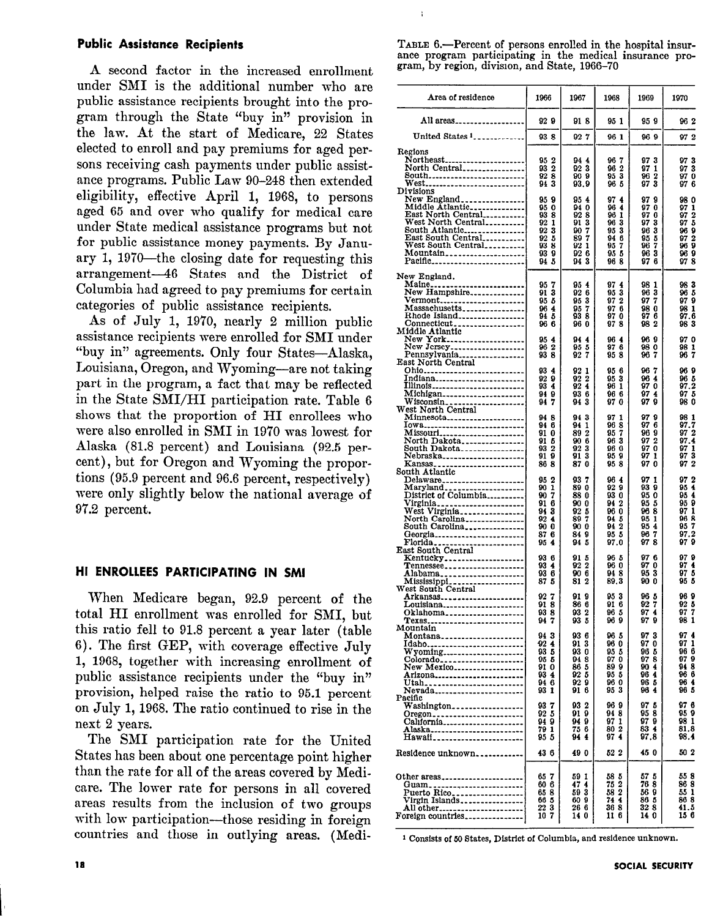**Public Assistance Recipients**

A second factor in the increased enrollment under SMI is the additional number who are public assistance recipients brought into the program through the State "buy in" provision in the law. At the start of Medicare, 22 States elected to enroll and pay premiums for aged persons receiving cash payments under public assistance programs. Public Law 90–248 then extended eligibility, effective April 1, 1968, to persons aged 65 and over who qualify for medical care under State medical assistance programs but not for public assistance money payments. By January 1, 1970—the closing date for requesting this arrangement—46 States and the District of Columbia had agreed to pay premiums for certain categories of public assistance recipients.

As of July 1, 1970, nearly 2 million public assistance recipients were enrolled for SMI under "buy in" agreements. Only four States—Alaska, Louisiana, Oregon, and Wyoming—are not taking part in the program, a fact that may be reflected in the State SMI/HI participation rate. Table 6 shows that the proportion of HI enrollees who were also enrolled in SMI in 1970 was lowest for Alaska (81.8 percent) and Louisiana (92.5 percent), but for Oregon and Wyoming the proportions (95.9 percent and 96.6 percent, respectively) were only slightly below the national average of 97.2 percent.

## HI ENROLLEES PARTICIPATING IN SMI

When Medicare began, 92.9 percent of the total HI enrollment was enrolled for SMI, but this ratio fell to 91.8 percent a year later (table 6). The first GEP, with coverage effective July 1, 1968, together with increasing enrollment of public assistance recipients under the "buy in" provision, helped raise the ratio to 95.1 percent on July 1, 1968. The ratio continued to rise in the next 2 years.

The SMI participation rate for the United States has been about one percentage point higher than the rate for all of the areas covered by Medicare. The lower rate for persons in all covered areas results from the inclusion of two groups with low participation—those residing in foreign countries and those in outlying areas. (Medi-

TABLE 6.—Percent of persons enrolled in the hospital insurance program participating in the medical insurance program, by region, division, and State, 1966–70

| Area of residence | 1966 | 1967 | 1968 | 1969 | 1970 |
|---|---|---|---|---|---|
| All areas | 92.9 | 91.8 | 95.1 | 95.9 | 96.2 |
| United States [1] | 93.8 | 92.7 | 96.1 | 96.9 | 97.2 |
| Regions | | | | | |
| Northeast | 95.2 | 94.4 | 96.7 | 97.3 | 97.3 |
| North Central | 93.2 | 92.3 | 96.2 | 97.1 | 97.3 |
| South | 92.8 | 90.9 | 95.3 | 96.2 | 97.0 |
| West | 94.3 | 93.9 | 96.5 | 97.3 | 97.6 |
| Divisions | | | | | |
| New England | 95.9 | 95.4 | 97.4 | 97.9 | 98.0 |
| Middle Atlantic | 95.0 | 94.0 | 96.4 | 97.0 | 97.1 |
| East North Central | 93.8 | 92.8 | 96.1 | 97.0 | 97.2 |
| West North Central | 92.1 | 91.3 | 96.3 | 97.3 | 97.5 |
| South Atlantic | 92.3 | 90.7 | 95.3 | 96.3 | 96.9 |
| East South Central | 92.5 | 89.7 | 94.6 | 95.5 | 97.2 |
| West South Central | 93.8 | 92.1 | 95.7 | 96.7 | 96.9 |
| Mountain | 93.9 | 92.6 | 95.5 | 96.3 | 96.9 |
| Pacific | 94.5 | 94.3 | 96.8 | 97.6 | 97.8 |
| New England | | | | | |
| Maine | 95.7 | 95.4 | 97.4 | 98.1 | 98.3 |
| New Hampshire | 91.3 | 92.6 | 95.3 | 96.3 | 96.5 |
| Vermont | 95.5 | 95.3 | 97.2 | 97.7 | 97.9 |
| Massachusetts | 96.4 | 95.7 | 97.6 | 98.0 | 98.1 |
| Rhode Island | 94.5 | 93.8 | 97.0 | 97.6 | 97.6 |
| Connecticut | 96.6 | 96.0 | 97.8 | 98.2 | 98.3 |
| Middle Atlantic | | | | | |
| New York | 95.4 | 94.4 | 96.4 | 96.9 | 97.0 |
| New Jersey | 96.2 | 95.5 | 97.6 | 98.0 | 98.1 |
| Pennsylvania | 93.8 | 92.7 | 95.8 | 96.7 | 96.7 |
| East North Central | | | | | |
| Ohio | 93.4 | 92.1 | 95.6 | 96.7 | 96.9 |
| Indiana | 92.9 | 92.2 | 95.3 | 96.4 | 96.5 |
| Illinois | 93.4 | 92.4 | 96.1 | 97.0 | 97.2 |
| Michigan | 94.9 | 93.6 | 96.6 | 97.4 | 97.5 |
| Wisconsin | 94.7 | 94.3 | 97.0 | 97.9 | 98.0 |
| West North Central | | | | | |
| Minnesota | 94.8 | 94.3 | 97.1 | 97.9 | 98.1 |
| Iowa | 94.6 | 94.1 | 96.8 | 97.6 | 97.7 |
| Missouri | 91.0 | 89.2 | 95.7 | 96.9 | 97.2 |
| North Dakota | 91.5 | 90.6 | 96.3 | 97.2 | 97.4 |
| South Dakota | 93.2 | 92.3 | 96.0 | 97.0 | 97.1 |
| Nebraska | 91.9 | 91.3 | 95.9 | 97.1 | 97.3 |
| Kansas | 86.8 | 87.0 | 95.8 | 97.0 | 97.2 |
| South Atlantic | | | | | |
| Delaware | 95.2 | 93.7 | 96.4 | 97.1 | 97.2 |
| Maryland | 90.1 | 89.0 | 92.9 | 93.9 | 95.4 |
| District of Columbia | 90.7 | 88.0 | 93.0 | 95.0 | 95.4 |
| Virginia | 91.6 | 90.0 | 94.2 | 95.5 | 95.9 |
| West Virginia | 94.3 | 92.5 | 96.0 | 96.8 | 97.1 |
| North Carolina | 92.4 | 89.7 | 94.5 | 95.1 | 96.8 |
| South Carolina | 90.0 | 90.0 | 94.2 | 95.4 | 95.7 |
| Georgia | 87.6 | 84.9 | 95.5 | 96.7 | 97.2 |
| Florida | 95.4 | 94.5 | 97.0 | 97.8 | 97.9 |
| East South Central | | | | | |
| Kentucky | 93.6 | 91.5 | 96.5 | 97.6 | 97.9 |
| Tennessee | 93.4 | 92.2 | 96.0 | 97.0 | 97.4 |
| Alabama | 93.6 | 90.6 | 94.8 | 95.3 | 97.5 |
| Mississippi | 87.5 | 81.2 | 89.3 | 90.0 | 95.5 |
| West South Central | | | | | |
| Arkansas | 92.7 | 91.9 | 95.3 | 96.5 | 96.9 |
| Louisiana | 91.8 | 86.6 | 91.6 | 92.7 | 92.5 |
| Oklahoma | 93.8 | 93.2 | 96.5 | 97.4 | 97.7 |
| Texas | 94.7 | 93.5 | 96.9 | 97.9 | 98.1 |
| Mountain | | | | | |
| Montana | 94.3 | 93.6 | 96.5 | 97.3 | 97.4 |
| Idaho | 92.4 | 91.3 | 96.0 | 97.0 | 97.1 |
| Wyoming | 93.5 | 93.0 | 95.5 | 96.5 | 96.6 |
| Colorado | 95.5 | 94.8 | 97.0 | 97.8 | 97.9 |
| New Mexico | 91.0 | 86.5 | 89.9 | 90.4 | 94.8 |
| Arizona | 93.4 | 92.5 | 95.5 | 96.4 | 96.6 |
| Utah | 94.6 | 92.9 | 96.0 | 96.5 | 96.4 |
| Nevada | 93.1 | 91.6 | 95.3 | 96.4 | 96.5 |
| Pacific | | | | | |
| Washington | 93.7 | 93.2 | 96.9 | 97.5 | 97.6 |
| Oregon | 92.5 | 91.9 | 94.8 | 95.8 | 95.9 |
| California | 94.9 | 94.9 | 97.1 | 97.9 | 98.1 |
| Alaska | 79.1 | 75.6 | 80.2 | 83.4 | 81.8 |
| Hawaii | 95.5 | 94.4 | 97.4 | 97.8 | 98.4 |
| Residence unknown | 43.6 | 49.0 | 52.2 | 45.0 | 50.2 |
| Other areas | 65.7 | 59.1 | 58.5 | 57.5 | 55.8 |
| Guam | 60.6 | 47.4 | 75.2 | 76.8 | 86.8 |
| Puerto Rico | 65.8 | 59.3 | 58.2 | 56.9 | 55.1 |
| Virgin Islands | 66.5 | 60.9 | 74.4 | 86.5 | 86.8 |
| All other | 22.3 | 26.6 | 36.8 | 32.8 | 41.5 |
| Foreign countries | 10.7 | 14.0 | 11.6 | 14.0 | 15.6 |

[1] Consists of 50 States, District of Columbia, and residence unknown.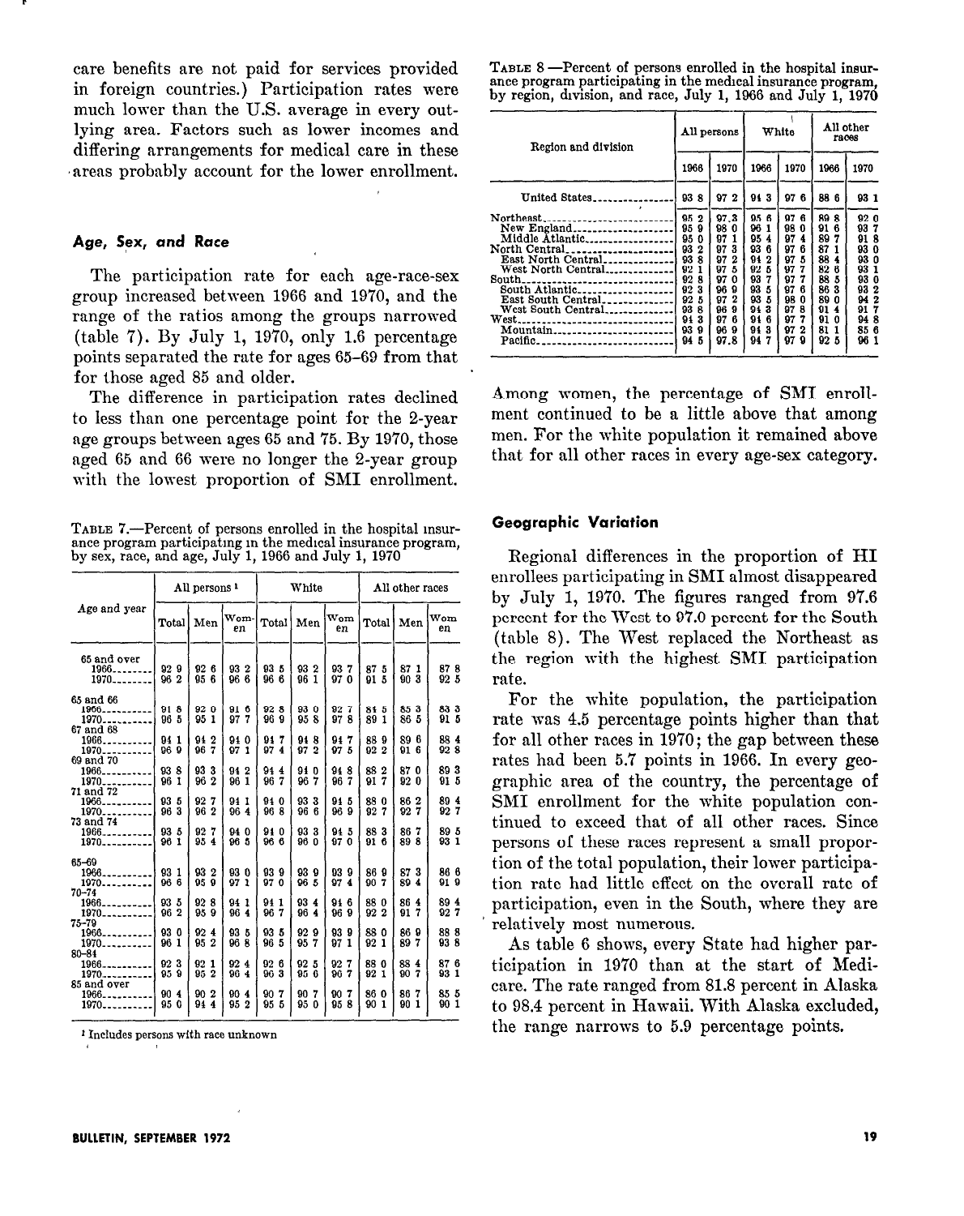care benefits are not paid for services provided in foreign countries.) Participation rates were much lower than the U.S. average in every outlying area. Factors such as lower incomes and differing arrangements for medical care in these areas probably account for the lower enrollment.

### Age, Sex, and Race

The participation rate for each age-race-sex group increased between 1966 and 1970, and the range of the ratios among the groups narrowed (table 7). By July 1, 1970, only 1.6 percentage points separated the rate for ages 65–69 from that for those aged 85 and older.

The difference in participation rates declined to less than one percentage point for the 2-year age groups between ages 65 and 75. By 1970, those aged 65 and 66 were no longer the 2-year group with the lowest proportion of SMI enrollment.

TABLE 7.—Percent of persons enrolled in the hospital insurance program participating in the medical insurance program, by sex, race, and age, July 1, 1966 and July 1, 1970

| Age and year | All persons [1] | | | White | | | All other races | | |
|---|---|---|---|---|---|---|---|---|---|
| | Total | Men | Women | Total | Men | Women | Total | Men | Women |
| 65 and over | | | | | | | | | |
| 1966 | 92 9 | 92 6 | 93 2 | 93 5 | 93 2 | 93 7 | 87 5 | 87 1 | 87 8 |
| 1970 | 96 2 | 95 6 | 96 6 | 96 6 | 96 1 | 97 0 | 91 5 | 90 3 | 92 5 |
| 65 and 66 | | | | | | | | | |
| 1966 | 91 8 | 92 0 | 91 6 | 92 8 | 93 0 | 92 7 | 84 5 | 85 3 | 83 3 |
| 1970 | 96 5 | 95 1 | 97 7 | 96 9 | 95 8 | 97 8 | 89 1 | 86 5 | 91 5 |
| 67 and 68 | | | | | | | | | |
| 1966 | 94 1 | 94 2 | 94 0 | 94 7 | 94 8 | 94 7 | 88 9 | 89 6 | 88 4 |
| 1970 | 96 9 | 96 7 | 97 1 | 97 4 | 97 2 | 97 5 | 92 2 | 91 6 | 92 8 |
| 69 and 70 | | | | | | | | | |
| 1966 | 93 8 | 93 3 | 94 2 | 94 4 | 94 0 | 94 8 | 88 2 | 87 0 | 89 3 |
| 1970 | 96 1 | 96 2 | 96 1 | 96 7 | 96 7 | 96 7 | 91 7 | 92 0 | 91 5 |
| 71 and 72 | | | | | | | | | |
| 1966 | 93 5 | 92 7 | 94 1 | 94 0 | 93 3 | 94 5 | 88 0 | 86 2 | 89 4 |
| 1970 | 96 3 | 96 2 | 96 4 | 96 8 | 96 6 | 96 9 | 92 7 | 92 7 | 92 7 |
| 73 and 74 | | | | | | | | | |
| 1966 | 93 5 | 92 7 | 94 0 | 94 0 | 93 3 | 94 5 | 88 3 | 86 7 | 89 5 |
| 1970 | 96 1 | 95 4 | 96 5 | 96 6 | 96 0 | 97 0 | 91 6 | 89 8 | 93 1 |
| 65–69 | | | | | | | | | |
| 1966 | 93 1 | 93 2 | 93 0 | 93 9 | 93 9 | 93 9 | 86 9 | 87 3 | 86 6 |
| 1970 | 96 6 | 95 9 | 97 1 | 97 0 | 96 5 | 97 4 | 90 7 | 89 4 | 91 9 |
| 70–74 | | | | | | | | | |
| 1966 | 93 5 | 92 8 | 94 1 | 94 1 | 93 4 | 94 6 | 88 0 | 86 4 | 89 4 |
| 1970 | 96 2 | 95 9 | 96 4 | 96 7 | 96 4 | 96 9 | 92 2 | 91 7 | 92 7 |
| 75–79 | | | | | | | | | |
| 1966 | 93 0 | 92 4 | 93 5 | 93 5 | 92 9 | 93 9 | 88 0 | 86 9 | 88 8 |
| 1970 | 96 1 | 95 2 | 96 8 | 96 5 | 95 7 | 97 1 | 92 1 | 89 7 | 93 8 |
| 80–84 | | | | | | | | | |
| 1966 | 92 3 | 92 1 | 92 4 | 92 6 | 92 5 | 92 7 | 88 0 | 88 4 | 87 6 |
| 1970 | 95 9 | 95 2 | 96 4 | 96 3 | 95 6 | 96 7 | 92 1 | 90 7 | 93 1 |
| 85 and over | | | | | | | | | |
| 1966 | 90 4 | 90 2 | 90 4 | 90 7 | 90 7 | 90 7 | 86 0 | 86 7 | 85 5 |
| 1970 | 95 0 | 94 4 | 95 2 | 95 5 | 95 0 | 95 8 | 90 1 | 90 1 | 90 1 |

[1] Includes persons with race unknown

TABLE 8.—Percent of persons enrolled in the hospital insurance program participating in the medical insurance program, by region, division, and race, July 1, 1966 and July 1, 1970

| Region and division | All persons | | White | | All other races | |
|---|---|---|---|---|---|---|
| | 1966 | 1970 | 1966 | 1970 | 1966 | 1970 |
| United States | 93 8 | 97 2 | 94 3 | 97 6 | 88 6 | 93 1 |
| Northeast | 95 2 | 97.3 | 95 6 | 97 6 | 89 8 | 92 0 |
| New England | 95 9 | 98 0 | 96 1 | 98 0 | 91 6 | 93 7 |
| Middle Atlantic | 95 0 | 97 1 | 95 4 | 97 4 | 89 7 | 91 8 |
| North Central | 93 2 | 97 3 | 93 6 | 97 6 | 87 1 | 93 0 |
| East North Central | 93 8 | 97 2 | 94 2 | 97 5 | 88 4 | 93 0 |
| West North Central | 92 1 | 97 5 | 92 5 | 97 7 | 82 6 | 93 1 |
| South | 92 8 | 97 0 | 93 7 | 97 7 | 88 5 | 93 0 |
| South Atlantic | 92 3 | 96 9 | 93 5 | 97 6 | 86 3 | 93 2 |
| East South Central | 92 5 | 97 2 | 93 5 | 98 0 | 89 0 | 94 2 |
| West South Central | 93 8 | 96 9 | 94 3 | 97 8 | 91 4 | 91 7 |
| West | 94 3 | 97 6 | 94 6 | 97 7 | 91 0 | 94 8 |
| Mountain | 93 9 | 96 9 | 94 3 | 97 2 | 81 1 | 85 6 |
| Pacific | 94 5 | 97.8 | 94 7 | 97 9 | 92 5 | 96 1 |

Among women, the percentage of SMI enrollment continued to be a little above that among men. For the white population it remained above that for all other races in every age-sex category.

### Geographic Variation

Regional differences in the proportion of HI enrollees participating in SMI almost disappeared by July 1, 1970. The figures ranged from 97.6 percent for the West to 97.0 percent for the South (table 8). The West replaced the Northeast as the region with the highest SMI participation rate.

For the white population, the participation rate was 4.5 percentage points higher than that for all other races in 1970; the gap between these rates had been 5.7 points in 1966. In every geographic area of the country, the percentage of SMI enrollment for the white population continued to exceed that of all other races. Since persons of these races represent a small proportion of the total population, their lower participation rate had little effect on the overall rate of participation, even in the South, where they are relatively most numerous.

As table 6 shows, every State had higher participation in 1970 than at the start of Medicare. The rate ranged from 81.8 percent in Alaska to 98.4 percent in Hawaii. With Alaska excluded, the range narrows to 5.9 percentage points.